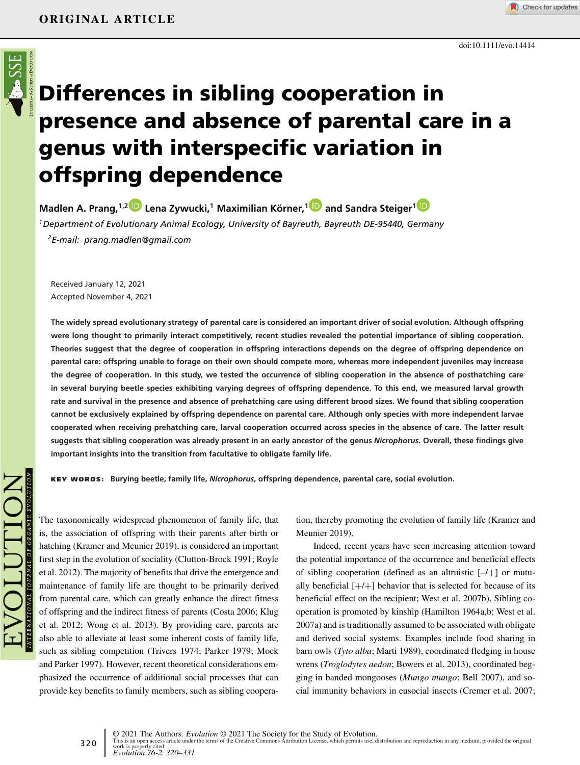ORIGINAL ARTICLE

doi:10.1111/evo.14414

# Differences in sibling cooperation in presence and absence of parental care in a genus with interspecific variation in offspring dependence

**Madlen A. Prang,[1,2] Lena Zywucki,[1] Maximilian Körner,[1] and Sandra Steiger[1]**

[1] *Department of Evolutionary Animal Ecology, University of Bayreuth, Bayreuth DE-95440, Germany*

[2] *E-mail: prang.madlen@gmail.com*

Received January 12, 2021
Accepted November 4, 2021

**The widely spread evolutionary strategy of parental care is considered an important driver of social evolution. Although offspring were long thought to primarily interact competitively, recent studies revealed the potential importance of sibling cooperation. Theories suggest that the degree of cooperation in offspring interactions depends on the degree of offspring dependence on parental care: offspring unable to forage on their own should compete more, whereas more independent juveniles may increase the degree of cooperation. In this study, we tested the occurrence of sibling cooperation in the absence of posthatching care in several burying beetle species exhibiting varying degrees of offspring dependence. To this end, we measured larval growth rate and survival in the presence and absence of prehatching care using different brood sizes. We found that sibling cooperation cannot be exclusively explained by offspring dependence on parental care. Although only species with more independent larvae cooperated when receiving prehatching care, larval cooperation occurred across species in the absence of care. The latter result suggests that sibling cooperation was already present in an early ancestor of the genus *Nicrophorus*. Overall, these findings give important insights into the transition from facultative to obligate family life.**

**KEY WORDS:** Burying beetle, family life, *Nicrophorus*, offspring dependence, parental care, social evolution.

The taxonomically widespread phenomenon of family life, that is, the association of offspring with their parents after birth or hatching (Kramer and Meunier 2019), is considered an important first step in the evolution of sociality (Clutton-Brock 1991; Royle et al. 2012). The majority of benefits that drive the emergence and maintenance of family life are thought to be primarily derived from parental care, which can greatly enhance the direct fitness of offspring and the indirect fitness of parents (Costa 2006; Klug et al. 2012; Wong et al. 2013). By providing care, parents are also able to alleviate at least some inherent costs of family life, such as sibling competition (Trivers 1974; Parker 1979; Mock and Parker 1997). However, recent theoretical considerations emphasized the occurrence of additional social processes that can provide key benefits to family members, such as sibling cooperation, thereby promoting the evolution of family life (Kramer and Meunier 2019).

Indeed, recent years have seen increasing attention toward the potential importance of the occurrence and beneficial effects of sibling cooperation (defined as an altruistic [–/+] or mutually beneficial [+/+] behavior that is selected for because of its beneficial effect on the recipient; West et al. 2007b). Sibling cooperation is promoted by kinship (Hamilton 1964a,b; West et al. 2007a) and is traditionally assumed to be associated with obligate and derived social systems. Examples include food sharing in barn owls (*Tyto alba*; Marti 1989), coordinated fledging in house wrens (*Troglodytes aedon*; Bowers et al. 2013), coordinated begging in banded mongooses (*Mungo mungo*; Bell 2007), and social immunity behaviors in eusocial insects (Cremer et al. 2007;

© 2021 The Authors. *Evolution* © 2021 The Society for the Study of Evolution.
This is an open access article under the terms of the Creative Commons Attribution License, which permits use, distribution and reproduction in any medium, provided the original work is properly cited.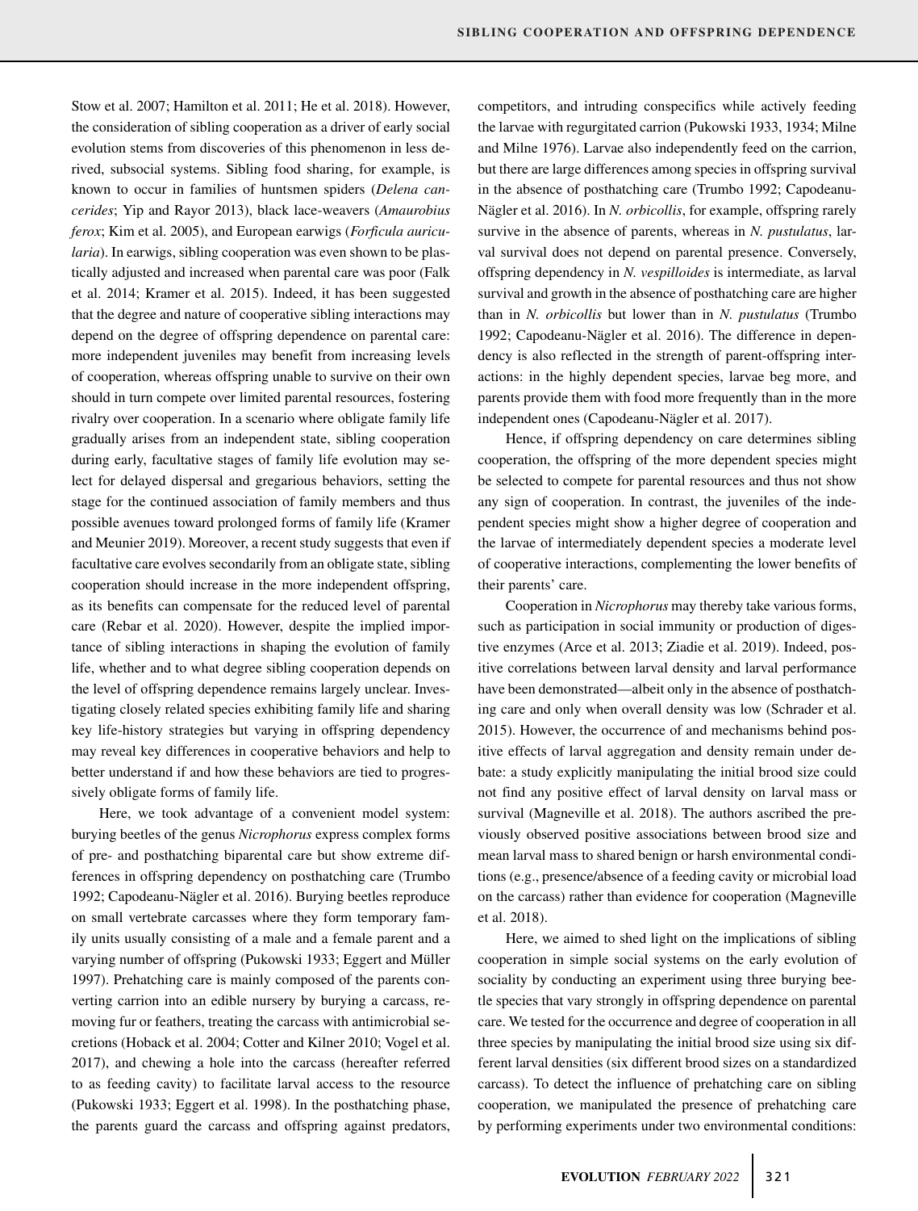Stow et al. 2007; Hamilton et al. 2011; He et al. 2018). However, the consideration of sibling cooperation as a driver of early social evolution stems from discoveries of this phenomenon in less derived, subsocial systems. Sibling food sharing, for example, is known to occur in families of huntsmen spiders (*Delena cancerides*; Yip and Rayor 2013), black lace-weavers (*Amaurobius ferox*; Kim et al. 2005), and European earwigs (*Forficula auricularia*). In earwigs, sibling cooperation was even shown to be plastically adjusted and increased when parental care was poor (Falk et al. 2014; Kramer et al. 2015). Indeed, it has been suggested that the degree and nature of cooperative sibling interactions may depend on the degree of offspring dependence on parental care: more independent juveniles may benefit from increasing levels of cooperation, whereas offspring unable to survive on their own should in turn compete over limited parental resources, fostering rivalry over cooperation. In a scenario where obligate family life gradually arises from an independent state, sibling cooperation during early, facultative stages of family life evolution may select for delayed dispersal and gregarious behaviors, setting the stage for the continued association of family members and thus possible avenues toward prolonged forms of family life (Kramer and Meunier 2019). Moreover, a recent study suggests that even if facultative care evolves secondarily from an obligate state, sibling cooperation should increase in the more independent offspring, as its benefits can compensate for the reduced level of parental care (Rebar et al. 2020). However, despite the implied importance of sibling interactions in shaping the evolution of family life, whether and to what degree sibling cooperation depends on the level of offspring dependence remains largely unclear. Investigating closely related species exhibiting family life and sharing key life-history strategies but varying in offspring dependency may reveal key differences in cooperative behaviors and help to better understand if and how these behaviors are tied to progressively obligate forms of family life.

Here, we took advantage of a convenient model system: burying beetles of the genus *Nicrophorus* express complex forms of pre- and posthatching biparental care but show extreme differences in offspring dependency on posthatching care (Trumbo 1992; Capodeanu-Nägler et al. 2016). Burying beetles reproduce on small vertebrate carcasses where they form temporary family units usually consisting of a male and a female parent and a varying number of offspring (Pukowski 1933; Eggert and Müller 1997). Prehatching care is mainly composed of the parents converting carrion into an edible nursery by burying a carcass, removing fur or feathers, treating the carcass with antimicrobial secretions (Hoback et al. 2004; Cotter and Kilner 2010; Vogel et al. 2017), and chewing a hole into the carcass (hereafter referred to as feeding cavity) to facilitate larval access to the resource (Pukowski 1933; Eggert et al. 1998). In the posthatching phase, the parents guard the carcass and offspring against predators, competitors, and intruding conspecifics while actively feeding the larvae with regurgitated carrion (Pukowski 1933, 1934; Milne and Milne 1976). Larvae also independently feed on the carrion, but there are large differences among species in offspring survival in the absence of posthatching care (Trumbo 1992; Capodeanu-Nägler et al. 2016). In *N. orbicollis*, for example, offspring rarely survive in the absence of parents, whereas in *N. pustulatus*, larval survival does not depend on parental presence. Conversely, offspring dependency in *N. vespilloides* is intermediate, as larval survival and growth in the absence of posthatching care are higher than in *N. orbicollis* but lower than in *N. pustulatus* (Trumbo 1992; Capodeanu-Nägler et al. 2016). The difference in dependency is also reflected in the strength of parent-offspring interactions: in the highly dependent species, larvae beg more, and parents provide them with food more frequently than in the more independent ones (Capodeanu-Nägler et al. 2017).

Hence, if offspring dependency on care determines sibling cooperation, the offspring of the more dependent species might be selected to compete for parental resources and thus not show any sign of cooperation. In contrast, the juveniles of the independent species might show a higher degree of cooperation and the larvae of intermediately dependent species a moderate level of cooperative interactions, complementing the lower benefits of their parents' care.

Cooperation in *Nicrophorus* may thereby take various forms, such as participation in social immunity or production of digestive enzymes (Arce et al. 2013; Ziadie et al. 2019). Indeed, positive correlations between larval density and larval performance have been demonstrated—albeit only in the absence of posthatching care and only when overall density was low (Schrader et al. 2015). However, the occurrence of and mechanisms behind positive effects of larval aggregation and density remain under debate: a study explicitly manipulating the initial brood size could not find any positive effect of larval density on larval mass or survival (Magneville et al. 2018). The authors ascribed the previously observed positive associations between brood size and mean larval mass to shared benign or harsh environmental conditions (e.g., presence/absence of a feeding cavity or microbial load on the carcass) rather than evidence for cooperation (Magneville et al. 2018).

Here, we aimed to shed light on the implications of sibling cooperation in simple social systems on the early evolution of sociality by conducting an experiment using three burying beetle species that vary strongly in offspring dependence on parental care. We tested for the occurrence and degree of cooperation in all three species by manipulating the initial brood size using six different larval densities (six different brood sizes on a standardized carcass). To detect the influence of prehatching care on sibling cooperation, we manipulated the presence of prehatching care by performing experiments under two environmental conditions: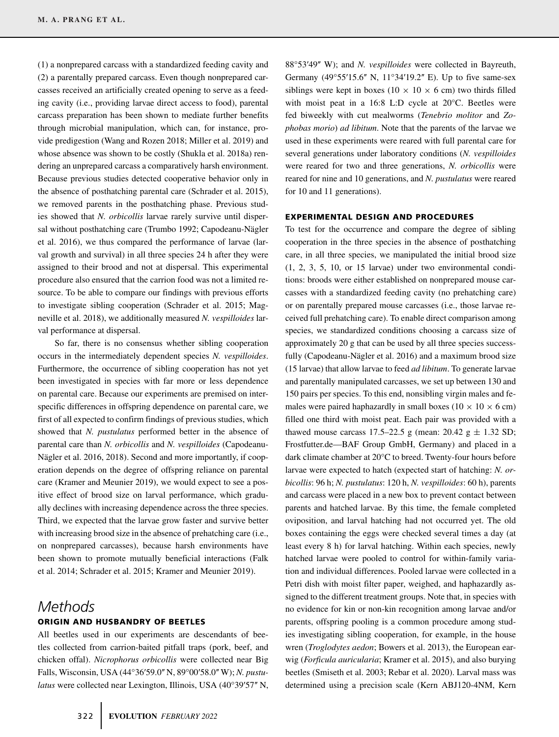(1) a nonprepared carcass with a standardized feeding cavity and (2) a parentally prepared carcass. Even though nonprepared carcasses received an artificially created opening to serve as a feeding cavity (i.e., providing larvae direct access to food), parental carcass preparation has been shown to mediate further benefits through microbial manipulation, which can, for instance, provide predigestion (Wang and Rozen 2018; Miller et al. 2019) and whose absence was shown to be costly (Shukla et al. 2018a) rendering an unprepared carcass a comparatively harsh environment. Because previous studies detected cooperative behavior only in the absence of posthatching parental care (Schrader et al. 2015), we removed parents in the posthatching phase. Previous studies showed that *N. orbicollis* larvae rarely survive until dispersal without posthatching care (Trumbo 1992; Capodeanu-Nägler et al. 2016), we thus compared the performance of larvae (larval growth and survival) in all three species 24 h after they were assigned to their brood and not at dispersal. This experimental procedure also ensured that the carrion food was not a limited resource. To be able to compare our findings with previous efforts to investigate sibling cooperation (Schrader et al. 2015; Magneville et al. 2018), we additionally measured *N. vespilloides* larval performance at dispersal.

So far, there is no consensus whether sibling cooperation occurs in the intermediately dependent species *N. vespilloides*. Furthermore, the occurrence of sibling cooperation has not yet been investigated in species with far more or less dependence on parental care. Because our experiments are premised on interspecific differences in offspring dependence on parental care, we first of all expected to confirm findings of previous studies, which showed that *N. pustulatus* performed better in the absence of parental care than *N. orbicollis* and *N. vespilloides* (Capodeanu-Nägler et al. 2016, 2018). Second and more importantly, if cooperation depends on the degree of offspring reliance on parental care (Kramer and Meunier 2019), we would expect to see a positive effect of brood size on larval performance, which gradually declines with increasing dependence across the three species. Third, we expected that the larvae grow faster and survive better with increasing brood size in the absence of prehatching care (i.e., on nonprepared carcasses), because harsh environments have been shown to promote mutually beneficial interactions (Falk et al. 2014; Schrader et al. 2015; Kramer and Meunier 2019).

# Methods

## ORIGIN AND HUSBANDRY OF BEETLES

All beetles used in our experiments are descendants of beetles collected from carrion-baited pitfall traps (pork, beef, and chicken offal). *Nicrophorus orbicollis* were collected near Big Falls, Wisconsin, USA (44°36′59.0″ N, 89°00′58.0″ W); *N. pustulatus* were collected near Lexington, Illinois, USA (40°39′57″ N, 88°53′49″ W); and *N. vespilloides* were collected in Bayreuth, Germany (49°55′15.6″ N, 11°34′19.2″ E). Up to five same-sex siblings were kept in boxes (10 × 10 × 6 cm) two thirds filled with moist peat in a 16:8 L:D cycle at 20°C. Beetles were fed biweekly with cut mealworms (*Tenebrio molitor* and *Zophobas morio*) *ad libitum*. Note that the parents of the larvae we used in these experiments were reared with full parental care for several generations under laboratory conditions (*N. vespilloides* were reared for two and three generations, *N. orbicollis* were reared for nine and 10 generations, and *N. pustulatus* were reared for 10 and 11 generations).

## EXPERIMENTAL DESIGN AND PROCEDURES

To test for the occurrence and compare the degree of sibling cooperation in the three species in the absence of posthatching care, in all three species, we manipulated the initial brood size (1, 2, 3, 5, 10, or 15 larvae) under two environmental conditions: broods were either established on nonprepared mouse carcasses with a standardized feeding cavity (no prehatching care) or on parentally prepared mouse carcasses (i.e., those larvae received full prehatching care). To enable direct comparison among species, we standardized conditions choosing a carcass size of approximately 20 g that can be used by all three species successfully (Capodeanu-Nägler et al. 2016) and a maximum brood size (15 larvae) that allow larvae to feed *ad libitum*. To generate larvae and parentally manipulated carcasses, we set up between 130 and 150 pairs per species. To this end, nonsibling virgin males and females were paired haphazardly in small boxes (10 × 10 × 6 cm) filled one third with moist peat. Each pair was provided with a thawed mouse carcass 17.5–22.5 g (mean: 20.42 g ± 1.32 SD; Frostfutter.de—BAF Group GmbH, Germany) and placed in a dark climate chamber at 20°C to breed. Twenty-four hours before larvae were expected to hatch (expected start of hatching: *N. orbicollis*: 96 h; *N. pustulatus*: 120 h, *N. vespilloides*: 60 h), parents and carcass were placed in a new box to prevent contact between parents and hatched larvae. By this time, the female completed oviposition, and larval hatching had not occurred yet. The old boxes containing the eggs were checked several times a day (at least every 8 h) for larval hatching. Within each species, newly hatched larvae were pooled to control for within-family variation and individual differences. Pooled larvae were collected in a Petri dish with moist filter paper, weighed, and haphazardly assigned to the different treatment groups. Note that, in species with no evidence for kin or non-kin recognition among larvae and/or parents, offspring pooling is a common procedure among studies investigating sibling cooperation, for example, in the house wren (*Troglodytes aedon*; Bowers et al. 2013), the European earwig (*Forficula auricularia*; Kramer et al. 2015), and also burying beetles (Smiseth et al. 2003; Rebar et al. 2020). Larval mass was determined using a precision scale (Kern ABJ120-4NM, Kern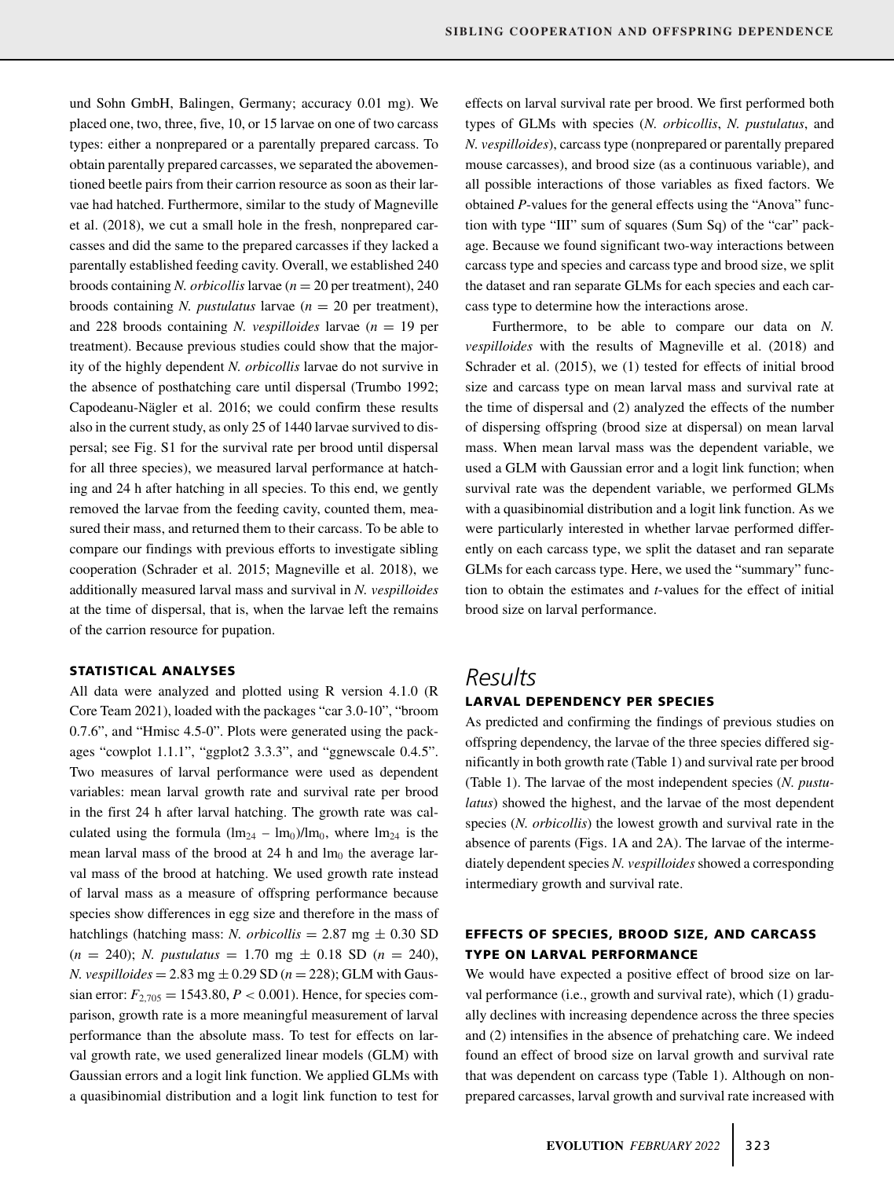und Sohn GmbH, Balingen, Germany; accuracy 0.01 mg). We placed one, two, three, five, 10, or 15 larvae on one of two carcass types: either a nonprepared or a parentally prepared carcass. To obtain parentally prepared carcasses, we separated the abovementioned beetle pairs from their carrion resource as soon as their larvae had hatched. Furthermore, similar to the study of Magneville et al. (2018), we cut a small hole in the fresh, nonprepared carcasses and did the same to the prepared carcasses if they lacked a parentally established feeding cavity. Overall, we established 240 broods containing *N. orbicollis* larvae ($n = 20$ per treatment), 240 broods containing *N. pustulatus* larvae ($n = 20$ per treatment), and 228 broods containing *N. vespilloides* larvae ($n = 19$ per treatment). Because previous studies could show that the majority of the highly dependent *N. orbicollis* larvae do not survive in the absence of posthatching care until dispersal (Trumbo 1992; Capodeanu-Nägler et al. 2016; we could confirm these results also in the current study, as only 25 of 1440 larvae survived to dispersal; see Fig. S1 for the survival rate per brood until dispersal for all three species), we measured larval performance at hatching and 24 h after hatching in all species. To this end, we gently removed the larvae from the feeding cavity, counted them, measured their mass, and returned them to their carcass. To be able to compare our findings with previous efforts to investigate sibling cooperation (Schrader et al. 2015; Magneville et al. 2018), we additionally measured larval mass and survival in *N. vespilloides* at the time of dispersal, that is, when the larvae left the remains of the carrion resource for pupation.

### STATISTICAL ANALYSES

All data were analyzed and plotted using R version 4.1.0 (R Core Team 2021), loaded with the packages "car 3.0-10", "broom 0.7.6", and "Hmisc 4.5-0". Plots were generated using the packages "cowplot 1.1.1", "ggplot2 3.3.3", and "ggnewscale 0.4.5". Two measures of larval performance were used as dependent variables: mean larval growth rate and survival rate per brood in the first 24 h after larval hatching. The growth rate was calculated using the formula $(lm_{24} - lm_0)/lm_0$, where $lm_{24}$ is the mean larval mass of the brood at 24 h and $lm_0$ the average larval mass of the brood at hatching. We used growth rate instead of larval mass as a measure of offspring performance because species show differences in egg size and therefore in the mass of hatchlings (hatching mass: *N. orbicollis* = 2.87 mg ± 0.30 SD ($n = 240$); *N. pustulatus* = 1.70 mg ± 0.18 SD ($n = 240$), *N. vespilloides* = 2.83 mg ± 0.29 SD ($n = 228$); GLM with Gaussian error: $F_{2,705} = 1543.80$, $P < 0.001$). Hence, for species comparison, growth rate is a more meaningful measurement of larval performance than the absolute mass. To test for effects on larval growth rate, we used generalized linear models (GLM) with Gaussian errors and a logit link function. We applied GLMs with a quasibinomial distribution and a logit link function to test for effects on larval survival rate per brood. We first performed both types of GLMs with species (*N. orbicollis*, *N. pustulatus*, and *N. vespilloides*), carcass type (nonprepared or parentally prepared mouse carcasses), and brood size (as a continuous variable), and all possible interactions of those variables as fixed factors. We obtained *P*-values for the general effects using the "Anova" function with type "III" sum of squares (Sum Sq) of the "car" package. Because we found significant two-way interactions between carcass type and species and carcass type and brood size, we split the dataset and ran separate GLMs for each species and each carcass type to determine how the interactions arose.

Furthermore, to be able to compare our data on *N. vespilloides* with the results of Magneville et al. (2018) and Schrader et al. (2015), we (1) tested for effects of initial brood size and carcass type on mean larval mass and survival rate at the time of dispersal and (2) analyzed the effects of the number of dispersing offspring (brood size at dispersal) on mean larval mass. When mean larval mass was the dependent variable, we used a GLM with Gaussian error and a logit link function; when survival rate was the dependent variable, we performed GLMs with a quasibinomial distribution and a logit link function. As we were particularly interested in whether larvae performed differently on each carcass type, we split the dataset and ran separate GLMs for each carcass type. Here, we used the "summary" function to obtain the estimates and *t*-values for the effect of initial brood size on larval performance.

## Results

### LARVAL DEPENDENCY PER SPECIES

As predicted and confirming the findings of previous studies on offspring dependency, the larvae of the three species differed significantly in both growth rate (Table 1) and survival rate per brood (Table 1). The larvae of the most independent species (*N. pustulatus*) showed the highest, and the larvae of the most dependent species (*N. orbicollis*) the lowest growth and survival rate in the absence of parents (Figs. 1A and 2A). The larvae of the intermediately dependent species *N. vespilloides* showed a corresponding intermediary growth and survival rate.

### EFFECTS OF SPECIES, BROOD SIZE, AND CARCASS TYPE ON LARVAL PERFORMANCE

We would have expected a positive effect of brood size on larval performance (i.e., growth and survival rate), which (1) gradually declines with increasing dependence across the three species and (2) intensifies in the absence of prehatching care. We indeed found an effect of brood size on larval growth and survival rate that was dependent on carcass type (Table 1). Although on nonprepared carcasses, larval growth and survival rate increased with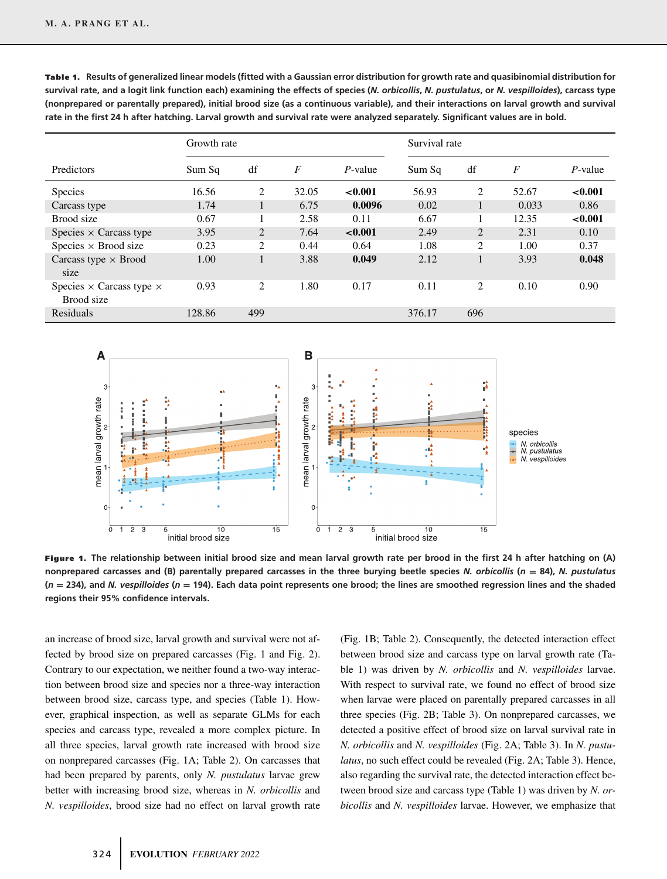**Table 1.** Results of generalized linear models (fitted with a Gaussian error distribution for growth rate and quasibinomial distribution for survival rate, and a logit link function each) examining the effects of species (*N. orbicollis*, *N. pustulatus*, or *N. vespilloides*), carcass type (nonprepared or parentally prepared), initial brood size (as a continuous variable), and their interactions on larval growth and survival rate in the first 24 h after hatching. Larval growth and survival rate were analyzed separately. Significant values are in bold.

| | Growth rate | | | | Survival rate | | | |
|---|---|---|---|---|---|---|---|---|
| Predictors | Sum Sq | df | $F$ | $P$-value | Sum Sq | df | $F$ | $P$-value |
| Species | 16.56 | 2 | 32.05 | **<0.001** | 56.93 | 2 | 52.67 | **<0.001** |
| Carcass type | 1.74 | 1 | 6.75 | **0.0096** | 0.02 | 1 | 0.033 | 0.86 |
| Brood size | 0.67 | 1 | 2.58 | 0.11 | 6.67 | 1 | 12.35 | **<0.001** |
| Species × Carcass type | 3.95 | 2 | 7.64 | **<0.001** | 2.49 | 2 | 2.31 | 0.10 |
| Species × Brood size | 0.23 | 2 | 0.44 | 0.64 | 1.08 | 2 | 1.00 | 0.37 |
| Carcass type × Brood size | 1.00 | 1 | 3.88 | **0.049** | 2.12 | 1 | 3.93 | **0.048** |
| Species × Carcass type × Brood size | 0.93 | 2 | 1.80 | 0.17 | 0.11 | 2 | 0.10 | 0.90 |
| Residuals | 128.86 | 499 | | | 376.17 | 696 | | |

**Figure 1.** The relationship between initial brood size and mean larval growth rate per brood in the first 24 h after hatching on (A) nonprepared carcasses and (B) parentally prepared carcasses in the three burying beetle species *N. orbicollis* ($n$ = 84), *N. pustulatus* ($n$ = 234), and *N. vespilloides* ($n$ = 194). Each data point represents one brood; the lines are smoothed regression lines and the shaded regions their 95% confidence intervals.

an increase of brood size, larval growth and survival were not affected by brood size on prepared carcasses (Fig. 1 and Fig. 2). Contrary to our expectation, we neither found a two-way interaction between brood size and species nor a three-way interaction between brood size, carcass type, and species (Table 1). However, graphical inspection, as well as separate GLMs for each species and carcass type, revealed a more complex picture. In all three species, larval growth rate increased with brood size on nonprepared carcasses (Fig. 1A; Table 2). On carcasses that had been prepared by parents, only *N. pustulatus* larvae grew better with increasing brood size, whereas in *N. orbicollis* and *N. vespilloides*, brood size had no effect on larval growth rate (Fig. 1B; Table 2). Consequently, the detected interaction effect between brood size and carcass type on larval growth rate (Table 1) was driven by *N. orbicollis* and *N. vespilloides* larvae. With respect to survival rate, we found no effect of brood size when larvae were placed on parentally prepared carcasses in all three species (Fig. 2B; Table 3). On nonprepared carcasses, we detected a positive effect of brood size on larval survival rate in *N. orbicollis* and *N. vespilloides* (Fig. 2A; Table 3). In *N. pustulatus*, no such effect could be revealed (Fig. 2A; Table 3). Hence, also regarding the survival rate, the detected interaction effect between brood size and carcass type (Table 1) was driven by *N. orbicollis* and *N. vespilloides* larvae. However, we emphasize that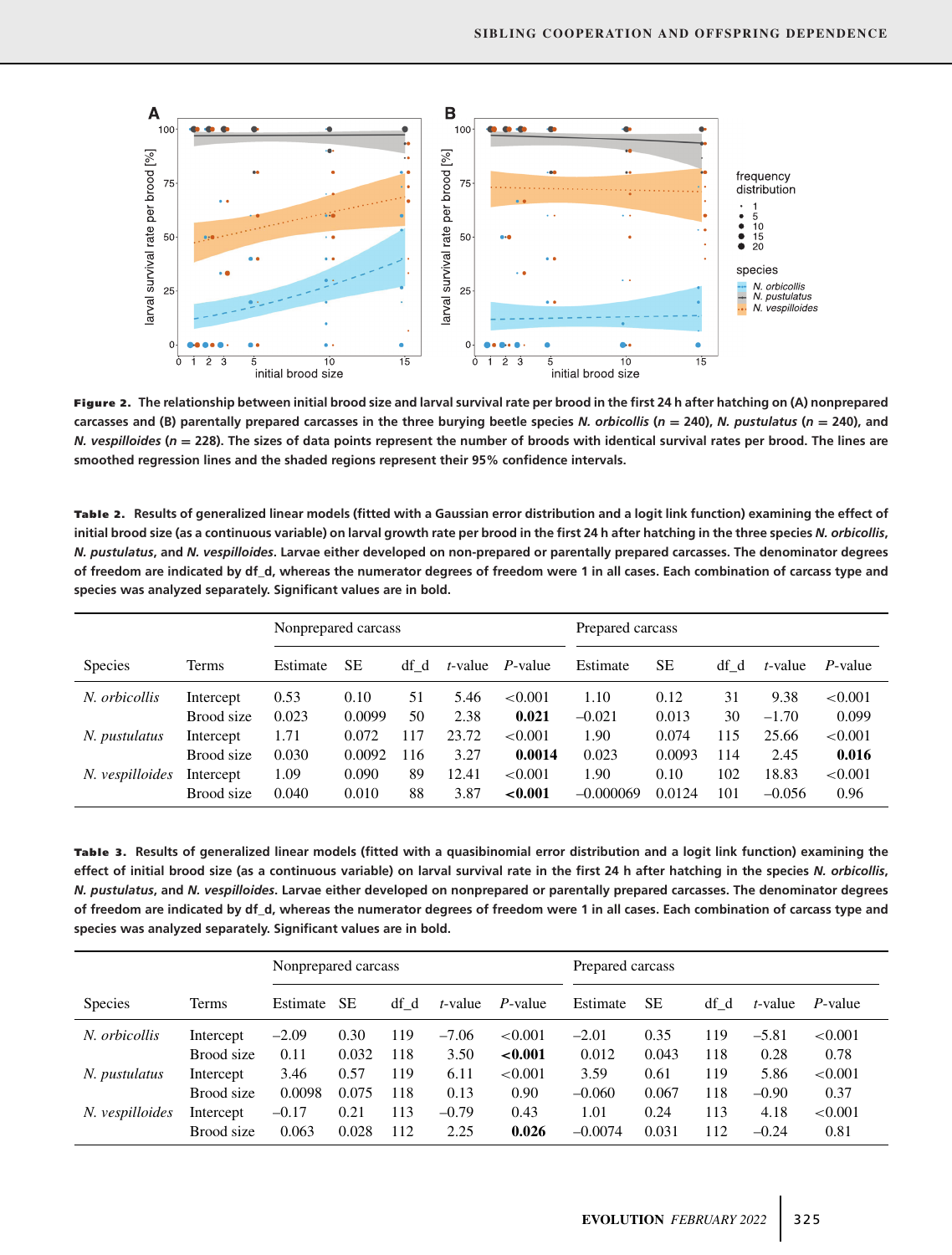**Figure 2.** The relationship between initial brood size and larval survival rate per brood in the first 24 h after hatching on (A) nonprepared carcasses and (B) parentally prepared carcasses in the three burying beetle species *N. orbicollis* ($n = 240$), *N. pustulatus* ($n = 240$), and *N. vespilloides* ($n = 228$). The sizes of data points represent the number of broods with identical survival rates per brood. The lines are smoothed regression lines and the shaded regions represent their 95% confidence intervals.

**Table 2.** Results of generalized linear models (fitted with a Gaussian error distribution and a logit link function) examining the effect of initial brood size (as a continuous variable) on larval growth rate per brood in the first 24 h after hatching in the three species *N. orbicollis*, *N. pustulatus*, and *N. vespilloides*. Larvae either developed on non-prepared or parentally prepared carcasses. The denominator degrees of freedom are indicated by df_d, whereas the numerator degrees of freedom were 1 in all cases. Each combination of carcass type and species was analyzed separately. Significant values are in bold.

| | | Nonprepared carcass | | | | | Prepared carcass | | | | |
|---|---|---|---|---|---|---|---|---|---|---|---|
| Species | Terms | Estimate | SE | df_d | *t*-value | *P*-value | Estimate | SE | df_d | *t*-value | *P*-value |
| *N. orbicollis* | Intercept | 0.53 | 0.10 | 51 | 5.46 | <0.001 | 1.10 | 0.12 | 31 | 9.38 | <0.001 |
| | Brood size | 0.023 | 0.0099 | 50 | 2.38 | **0.021** | –0.021 | 0.013 | 30 | –1.70 | 0.099 |
| *N. pustulatus* | Intercept | 1.71 | 0.072 | 117 | 23.72 | <0.001 | 1.90 | 0.074 | 115 | 25.66 | <0.001 |
| | Brood size | 0.030 | 0.0092 | 116 | 3.27 | **0.0014** | 0.023 | 0.0093 | 114 | 2.45 | **0.016** |
| *N. vespilloides* | Intercept | 1.09 | 0.090 | 89 | 12.41 | <0.001 | 1.90 | 0.10 | 102 | 18.83 | <0.001 |
| | Brood size | 0.040 | 0.010 | 88 | 3.87 | **<0.001** | –0.000069 | 0.0124 | 101 | –0.056 | 0.96 |

**Table 3.** Results of generalized linear models (fitted with a quasibinomial error distribution and a logit link function) examining the effect of initial brood size (as a continuous variable) on larval survival rate in the first 24 h after hatching in the species *N. orbicollis*, *N. pustulatus*, and *N. vespilloides*. Larvae either developed on nonprepared or parentally prepared carcasses. The denominator degrees of freedom are indicated by df_d, whereas the numerator degrees of freedom were 1 in all cases. Each combination of carcass type and species was analyzed separately. Significant values are in bold.

| | | Nonprepared carcass | | | | | Prepared carcass | | | | |
|---|---|---|---|---|---|---|---|---|---|---|---|
| Species | Terms | Estimate | SE | df_d | *t*-value | *P*-value | Estimate | SE | df_d | *t*-value | *P*-value |
| *N. orbicollis* | Intercept | –2.09 | 0.30 | 119 | –7.06 | <0.001 | –2.01 | 0.35 | 119 | –5.81 | <0.001 |
| | Brood size | 0.11 | 0.032 | 118 | 3.50 | **<0.001** | 0.012 | 0.043 | 118 | 0.28 | 0.78 |
| *N. pustulatus* | Intercept | 3.46 | 0.57 | 119 | 6.11 | <0.001 | 3.59 | 0.61 | 119 | 5.86 | <0.001 |
| | Brood size | 0.0098 | 0.075 | 118 | 0.13 | 0.90 | –0.060 | 0.067 | 118 | –0.90 | 0.37 |
| *N. vespilloides* | Intercept | –0.17 | 0.21 | 113 | –0.79 | 0.43 | 1.01 | 0.24 | 113 | 4.18 | <0.001 |
| | Brood size | 0.063 | 0.028 | 112 | 2.25 | **0.026** | –0.0074 | 0.031 | 112 | –0.24 | 0.81 |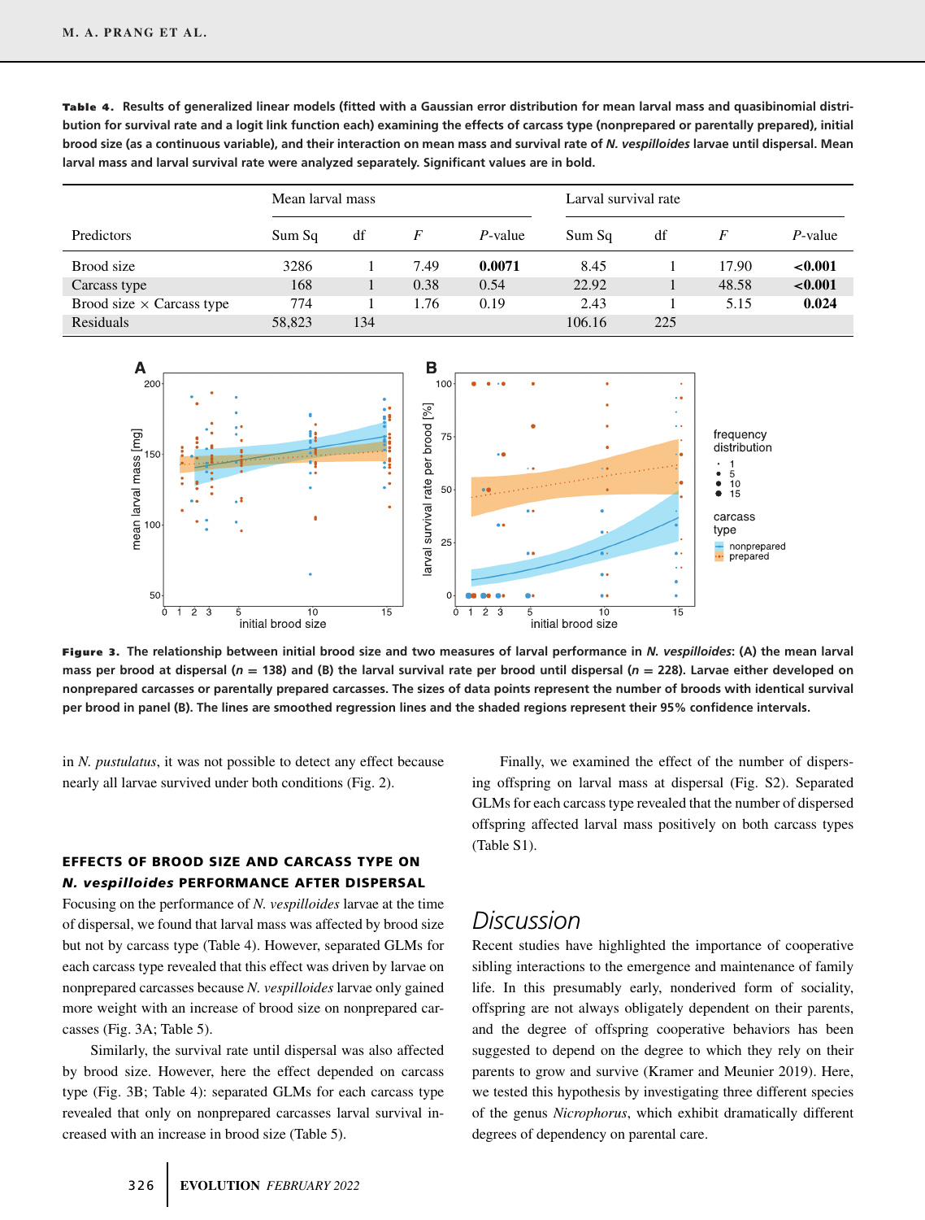**Table 4.** Results of generalized linear models (fitted with a Gaussian error distribution for mean larval mass and quasibinomial distribution for survival rate and a logit link function each) examining the effects of carcass type (nonprepared or parentally prepared), initial brood size (as a continuous variable), and their interaction on mean mass and survival rate of *N. vespilloides* larvae until dispersal. Mean larval mass and larval survival rate were analyzed separately. Significant values are in bold.

| | Mean larval mass | | | | Larval survival rate | | | |
|---|---|---|---|---|---|---|---|---|
| Predictors | Sum Sq | df | *F* | *P*-value | Sum Sq | df | *F* | *P*-value |
| Brood size | 3286 | 1 | 7.49 | **0.0071** | 8.45 | 1 | 17.90 | **<0.001** |
| Carcass type | 168 | 1 | 0.38 | 0.54 | 22.92 | 1 | 48.58 | **<0.001** |
| Brood size × Carcass type | 774 | 1 | 1.76 | 0.19 | 2.43 | 1 | 5.15 | **0.024** |
| Residuals | 58,823 | 134 | | | 106.16 | 225 | | |

**Figure 3.** The relationship between initial brood size and two measures of larval performance in *N. vespilloides*: (A) the mean larval mass per brood at dispersal ($n = 138$) and (B) the larval survival rate per brood until dispersal ($n = 228$). Larvae either developed on nonprepared carcasses or parentally prepared carcasses. The sizes of data points represent the number of broods with identical survival per brood in panel (B). The lines are smoothed regression lines and the shaded regions represent their 95% confidence intervals.

in *N. pustulatus*, it was not possible to detect any effect because nearly all larvae survived under both conditions (Fig. 2).

### EFFECTS OF BROOD SIZE AND CARCASS TYPE ON *N. vespilloides* PERFORMANCE AFTER DISPERSAL

Focusing on the performance of *N. vespilloides* larvae at the time of dispersal, we found that larval mass was affected by brood size but not by carcass type (Table 4). However, separated GLMs for each carcass type revealed that this effect was driven by larvae on nonprepared carcasses because *N. vespilloides* larvae only gained more weight with an increase of brood size on nonprepared carcasses (Fig. 3A; Table 5).

Similarly, the survival rate until dispersal was also affected by brood size. However, here the effect depended on carcass type (Fig. 3B; Table 4): separated GLMs for each carcass type revealed that only on nonprepared carcasses larval survival increased with an increase in brood size (Table 5).

Finally, we examined the effect of the number of dispersing offspring on larval mass at dispersal (Fig. S2). Separated GLMs for each carcass type revealed that the number of dispersed offspring affected larval mass positively on both carcass types (Table S1).

## Discussion

Recent studies have highlighted the importance of cooperative sibling interactions to the emergence and maintenance of family life. In this presumably early, nonderived form of sociality, offspring are not always obligately dependent on their parents, and the degree of offspring cooperative behaviors has been suggested to depend on the degree to which they rely on their parents to grow and survive (Kramer and Meunier 2019). Here, we tested this hypothesis by investigating three different species of the genus *Nicrophorus*, which exhibit dramatically different degrees of dependency on parental care.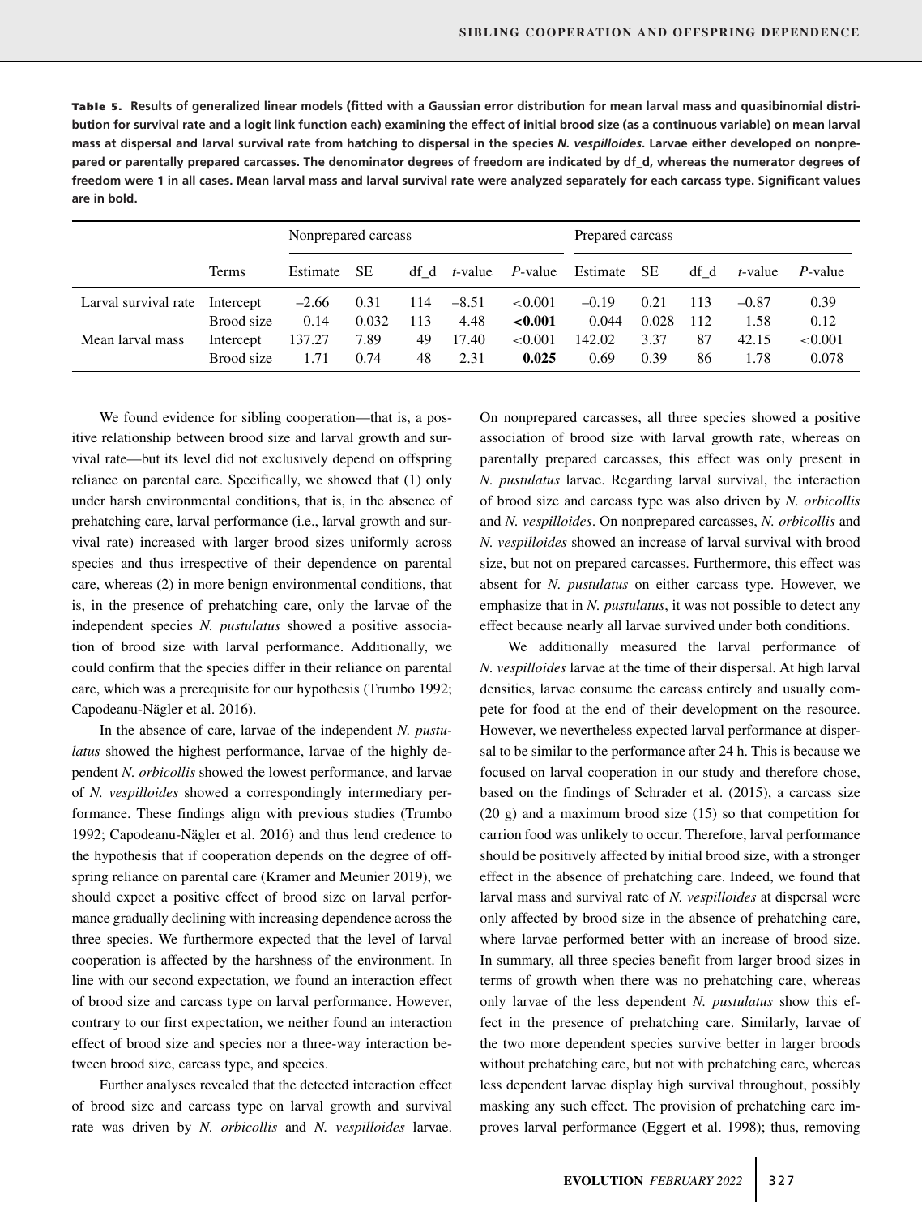**Table 5.** Results of generalized linear models (fitted with a Gaussian error distribution for mean larval mass and quasibinomial distribution for survival rate and a logit link function each) examining the effect of initial brood size (as a continuous variable) on mean larval mass at dispersal and larval survival rate from hatching to dispersal in the species *N. vespilloides*. Larvae either developed on nonprepared or parentally prepared carcasses. The denominator degrees of freedom are indicated by df_d, whereas the numerator degrees of freedom were 1 in all cases. Mean larval mass and larval survival rate were analyzed separately for each carcass type. Significant values are in bold.

| | | Nonprepared carcass | | | | | Prepared carcass | | | | |
|---|---|---|---|---|---|---|---|---|---|---|---|
| | Terms | Estimate | SE | df_d | *t*-value | *P*-value | Estimate | SE | df_d | *t*-value | *P*-value |
| Larval survival rate | Intercept | –2.66 | 0.31 | 114 | –8.51 | <0.001 | –0.19 | 0.21 | 113 | –0.87 | 0.39 |
| | Brood size | 0.14 | 0.032 | 113 | 4.48 | **<0.001** | 0.044 | 0.028 | 112 | 1.58 | 0.12 |
| Mean larval mass | Intercept | 137.27 | 7.89 | 49 | 17.40 | <0.001 | 142.02 | 3.37 | 87 | 42.15 | <0.001 |
| | Brood size | 1.71 | 0.74 | 48 | 2.31 | **0.025** | 0.69 | 0.39 | 86 | 1.78 | 0.078 |

We found evidence for sibling cooperation—that is, a positive relationship between brood size and larval growth and survival rate—but its level did not exclusively depend on offspring reliance on parental care. Specifically, we showed that (1) only under harsh environmental conditions, that is, in the absence of prehatching care, larval performance (i.e., larval growth and survival rate) increased with larger brood sizes uniformly across species and thus irrespective of their dependence on parental care, whereas (2) in more benign environmental conditions, that is, in the presence of prehatching care, only the larvae of the independent species *N. pustulatus* showed a positive association of brood size with larval performance. Additionally, we could confirm that the species differ in their reliance on parental care, which was a prerequisite for our hypothesis (Trumbo 1992; Capodeanu-Nägler et al. 2016).

In the absence of care, larvae of the independent *N. pustulatus* showed the highest performance, larvae of the highly dependent *N. orbicollis* showed the lowest performance, and larvae of *N. vespilloides* showed a correspondingly intermediary performance. These findings align with previous studies (Trumbo 1992; Capodeanu-Nägler et al. 2016) and thus lend credence to the hypothesis that if cooperation depends on the degree of offspring reliance on parental care (Kramer and Meunier 2019), we should expect a positive effect of brood size on larval performance gradually declining with increasing dependence across the three species. We furthermore expected that the level of larval cooperation is affected by the harshness of the environment. In line with our second expectation, we found an interaction effect of brood size and carcass type on larval performance. However, contrary to our first expectation, we neither found an interaction effect of brood size and species nor a three-way interaction between brood size, carcass type, and species.

Further analyses revealed that the detected interaction effect of brood size and carcass type on larval growth and survival rate was driven by *N. orbicollis* and *N. vespilloides* larvae. On nonprepared carcasses, all three species showed a positive association of brood size with larval growth rate, whereas on parentally prepared carcasses, this effect was only present in *N. pustulatus* larvae. Regarding larval survival, the interaction of brood size and carcass type was also driven by *N. orbicollis* and *N. vespilloides*. On nonprepared carcasses, *N. orbicollis* and *N. vespilloides* showed an increase of larval survival with brood size, but not on prepared carcasses. Furthermore, this effect was absent for *N. pustulatus* on either carcass type. However, we emphasize that in *N. pustulatus*, it was not possible to detect any effect because nearly all larvae survived under both conditions.

We additionally measured the larval performance of *N. vespilloides* larvae at the time of their dispersal. At high larval densities, larvae consume the carcass entirely and usually compete for food at the end of their development on the resource. However, we nevertheless expected larval performance at dispersal to be similar to the performance after 24 h. This is because we focused on larval cooperation in our study and therefore chose, based on the findings of Schrader et al. (2015), a carcass size (20 g) and a maximum brood size (15) so that competition for carrion food was unlikely to occur. Therefore, larval performance should be positively affected by initial brood size, with a stronger effect in the absence of prehatching care. Indeed, we found that larval mass and survival rate of *N. vespilloides* at dispersal were only affected by brood size in the absence of prehatching care, where larvae performed better with an increase of brood size. In summary, all three species benefit from larger brood sizes in terms of growth when there was no prehatching care, whereas only larvae of the less dependent *N. pustulatus* show this effect in the presence of prehatching care. Similarly, larvae of the two more dependent species survive better in larger broods without prehatching care, but not with prehatching care, whereas less dependent larvae display high survival throughout, possibly masking any such effect. The provision of prehatching care improves larval performance (Eggert et al. 1998); thus, removing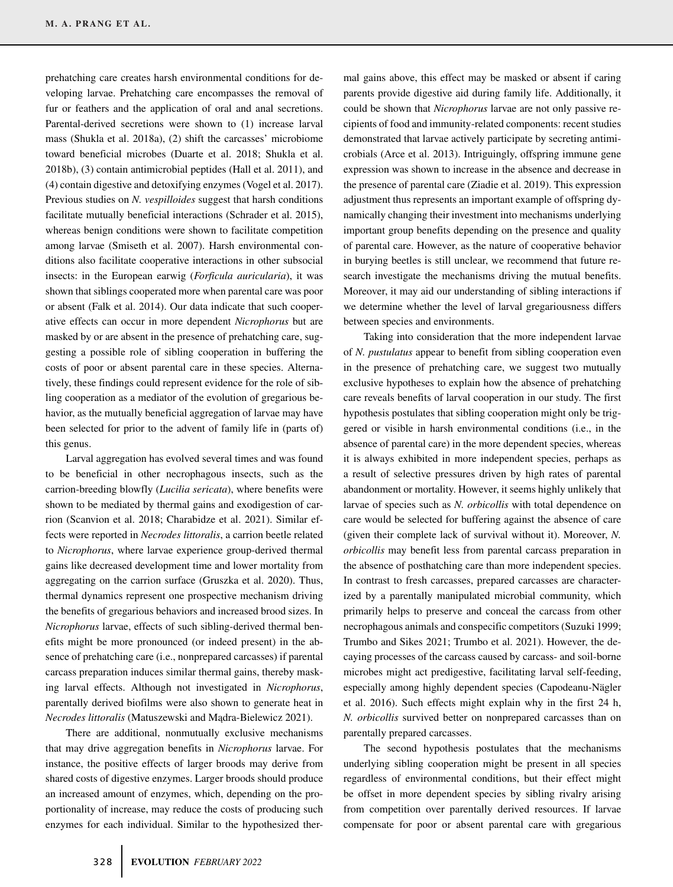prehatching care creates harsh environmental conditions for developing larvae. Prehatching care encompasses the removal of fur or feathers and the application of oral and anal secretions. Parental-derived secretions were shown to (1) increase larval mass (Shukla et al. 2018a), (2) shift the carcasses' microbiome toward beneficial microbes (Duarte et al. 2018; Shukla et al. 2018b), (3) contain antimicrobial peptides (Hall et al. 2011), and (4) contain digestive and detoxifying enzymes (Vogel et al. 2017). Previous studies on *N. vespilloides* suggest that harsh conditions facilitate mutually beneficial interactions (Schrader et al. 2015), whereas benign conditions were shown to facilitate competition among larvae (Smiseth et al. 2007). Harsh environmental conditions also facilitate cooperative interactions in other subsocial insects: in the European earwig (*Forficula auricularia*), it was shown that siblings cooperated more when parental care was poor or absent (Falk et al. 2014). Our data indicate that such cooperative effects can occur in more dependent *Nicrophorus* but are masked by or are absent in the presence of prehatching care, suggesting a possible role of sibling cooperation in buffering the costs of poor or absent parental care in these species. Alternatively, these findings could represent evidence for the role of sibling cooperation as a mediator of the evolution of gregarious behavior, as the mutually beneficial aggregation of larvae may have been selected for prior to the advent of family life in (parts of) this genus.

Larval aggregation has evolved several times and was found to be beneficial in other necrophagous insects, such as the carrion-breeding blowfly (*Lucilia sericata*), where benefits were shown to be mediated by thermal gains and exodigestion of carrion (Scanvion et al. 2018; Charabidze et al. 2021). Similar effects were reported in *Necrodes littoralis*, a carrion beetle related to *Nicrophorus*, where larvae experience group-derived thermal gains like decreased development time and lower mortality from aggregating on the carrion surface (Gruszka et al. 2020). Thus, thermal dynamics represent one prospective mechanism driving the benefits of gregarious behaviors and increased brood sizes. In *Nicrophorus* larvae, effects of such sibling-derived thermal benefits might be more pronounced (or indeed present) in the absence of prehatching care (i.e., nonprepared carcasses) if parental carcass preparation induces similar thermal gains, thereby masking larval effects. Although not investigated in *Nicrophorus*, parentally derived biofilms were also shown to generate heat in *Necrodes littoralis* (Matuszewski and Mądra-Bielewicz 2021).

There are additional, nonmutually exclusive mechanisms that may drive aggregation benefits in *Nicrophorus* larvae. For instance, the positive effects of larger broods may derive from shared costs of digestive enzymes. Larger broods should produce an increased amount of enzymes, which, depending on the proportionality of increase, may reduce the costs of producing such enzymes for each individual. Similar to the hypothesized thermal gains above, this effect may be masked or absent if caring parents provide digestive aid during family life. Additionally, it could be shown that *Nicrophorus* larvae are not only passive recipients of food and immunity-related components: recent studies demonstrated that larvae actively participate by secreting antimicrobials (Arce et al. 2013). Intriguingly, offspring immune gene expression was shown to increase in the absence and decrease in the presence of parental care (Ziadie et al. 2019). This expression adjustment thus represents an important example of offspring dynamically changing their investment into mechanisms underlying important group benefits depending on the presence and quality of parental care. However, as the nature of cooperative behavior in burying beetles is still unclear, we recommend that future research investigate the mechanisms driving the mutual benefits. Moreover, it may aid our understanding of sibling interactions if we determine whether the level of larval gregariousness differs between species and environments.

Taking into consideration that the more independent larvae of *N. pustulatus* appear to benefit from sibling cooperation even in the presence of prehatching care, we suggest two mutually exclusive hypotheses to explain how the absence of prehatching care reveals benefits of larval cooperation in our study. The first hypothesis postulates that sibling cooperation might only be triggered or visible in harsh environmental conditions (i.e., in the absence of parental care) in the more dependent species, whereas it is always exhibited in more independent species, perhaps as a result of selective pressures driven by high rates of parental abandonment or mortality. However, it seems highly unlikely that larvae of species such as *N. orbicollis* with total dependence on care would be selected for buffering against the absence of care (given their complete lack of survival without it). Moreover, *N. orbicollis* may benefit less from parental carcass preparation in the absence of posthatching care than more independent species. In contrast to fresh carcasses, prepared carcasses are characterized by a parentally manipulated microbial community, which primarily helps to preserve and conceal the carcass from other necrophagous animals and conspecific competitors (Suzuki 1999; Trumbo and Sikes 2021; Trumbo et al. 2021). However, the decaying processes of the carcass caused by carcass- and soil-borne microbes might act predigestive, facilitating larval self-feeding, especially among highly dependent species (Capodeanu-Nägler et al. 2016). Such effects might explain why in the first 24 h, *N. orbicollis* survived better on nonprepared carcasses than on parentally prepared carcasses.

The second hypothesis postulates that the mechanisms underlying sibling cooperation might be present in all species regardless of environmental conditions, but their effect might be offset in more dependent species by sibling rivalry arising from competition over parentally derived resources. If larvae compensate for poor or absent parental care with gregarious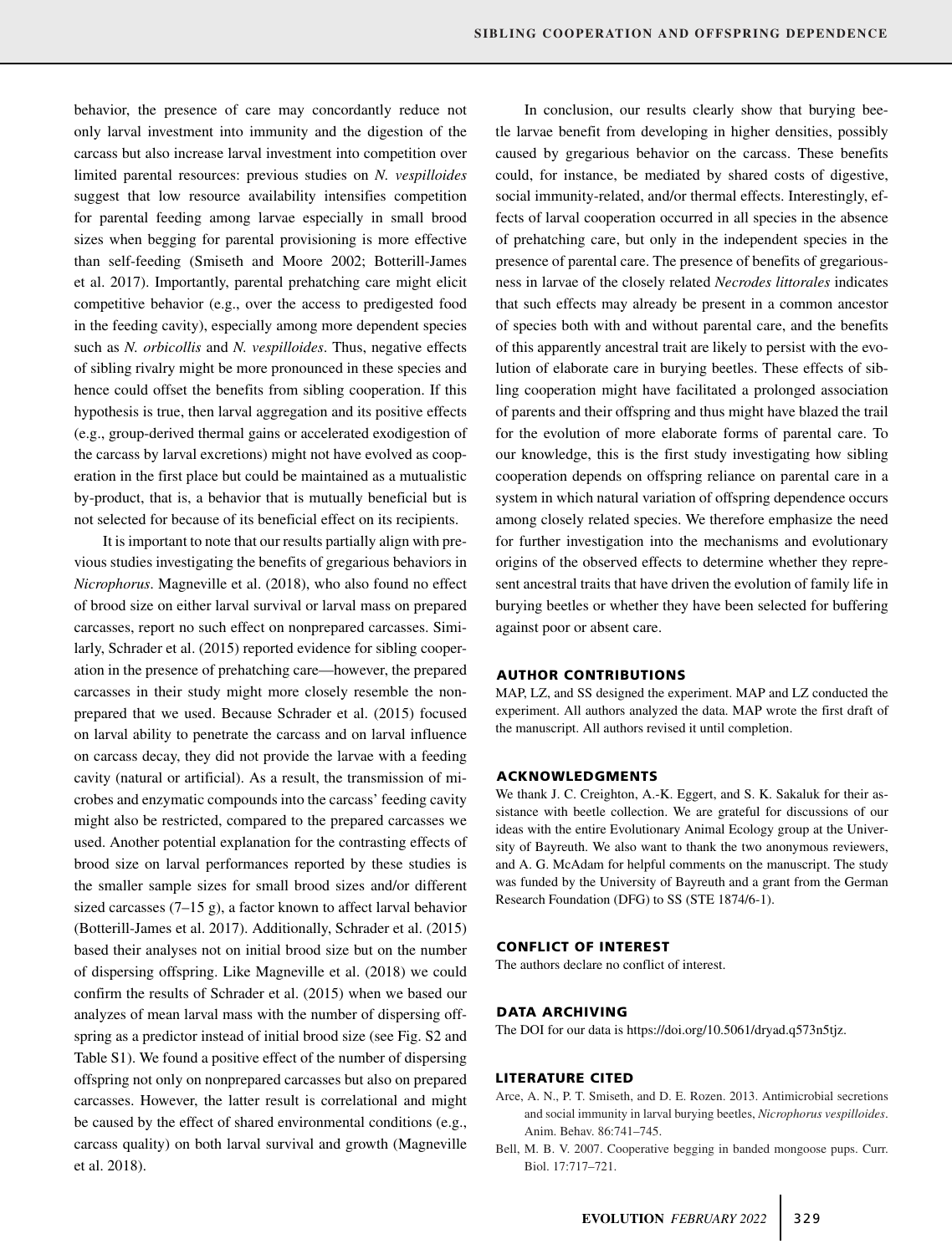behavior, the presence of care may concordantly reduce not only larval investment into immunity and the digestion of the carcass but also increase larval investment into competition over limited parental resources: previous studies on *N. vespilloides* suggest that low resource availability intensifies competition for parental feeding among larvae especially in small brood sizes when begging for parental provisioning is more effective than self-feeding (Smiseth and Moore 2002; Botterill-James et al. 2017). Importantly, parental prehatching care might elicit competitive behavior (e.g., over the access to predigested food in the feeding cavity), especially among more dependent species such as *N. orbicollis* and *N. vespilloides*. Thus, negative effects of sibling rivalry might be more pronounced in these species and hence could offset the benefits from sibling cooperation. If this hypothesis is true, then larval aggregation and its positive effects (e.g., group-derived thermal gains or accelerated exodigestion of the carcass by larval excretions) might not have evolved as cooperation in the first place but could be maintained as a mutualistic by-product, that is, a behavior that is mutually beneficial but is not selected for because of its beneficial effect on its recipients.

It is important to note that our results partially align with previous studies investigating the benefits of gregarious behaviors in *Nicrophorus*. Magneville et al. (2018), who also found no effect of brood size on either larval survival or larval mass on prepared carcasses, report no such effect on nonprepared carcasses. Similarly, Schrader et al. (2015) reported evidence for sibling cooperation in the presence of prehatching care—however, the prepared carcasses in their study might more closely resemble the nonprepared that we used. Because Schrader et al. (2015) focused on larval ability to penetrate the carcass and on larval influence on carcass decay, they did not provide the larvae with a feeding cavity (natural or artificial). As a result, the transmission of microbes and enzymatic compounds into the carcass' feeding cavity might also be restricted, compared to the prepared carcasses we used. Another potential explanation for the contrasting effects of brood size on larval performances reported by these studies is the smaller sample sizes for small brood sizes and/or different sized carcasses (7–15 g), a factor known to affect larval behavior (Botterill-James et al. 2017). Additionally, Schrader et al. (2015) based their analyses not on initial brood size but on the number of dispersing offspring. Like Magneville et al. (2018) we could confirm the results of Schrader et al. (2015) when we based our analyzes of mean larval mass with the number of dispersing offspring as a predictor instead of initial brood size (see Fig. S2 and Table S1). We found a positive effect of the number of dispersing offspring not only on nonprepared carcasses but also on prepared carcasses. However, the latter result is correlational and might be caused by the effect of shared environmental conditions (e.g., carcass quality) on both larval survival and growth (Magneville et al. 2018).

In conclusion, our results clearly show that burying beetle larvae benefit from developing in higher densities, possibly caused by gregarious behavior on the carcass. These benefits could, for instance, be mediated by shared costs of digestive, social immunity-related, and/or thermal effects. Interestingly, effects of larval cooperation occurred in all species in the absence of prehatching care, but only in the independent species in the presence of parental care. The presence of benefits of gregariousness in larvae of the closely related *Necrodes littorales* indicates that such effects may already be present in a common ancestor of species both with and without parental care, and the benefits of this apparently ancestral trait are likely to persist with the evolution of elaborate care in burying beetles. These effects of sibling cooperation might have facilitated a prolonged association of parents and their offspring and thus might have blazed the trail for the evolution of more elaborate forms of parental care. To our knowledge, this is the first study investigating how sibling cooperation depends on offspring reliance on parental care in a system in which natural variation of offspring dependence occurs among closely related species. We therefore emphasize the need for further investigation into the mechanisms and evolutionary origins of the observed effects to determine whether they represent ancestral traits that have driven the evolution of family life in burying beetles or whether they have been selected for buffering against poor or absent care.

## AUTHOR CONTRIBUTIONS

MAP, LZ, and SS designed the experiment. MAP and LZ conducted the experiment. All authors analyzed the data. MAP wrote the first draft of the manuscript. All authors revised it until completion.

## ACKNOWLEDGMENTS

We thank J. C. Creighton, A.-K. Eggert, and S. K. Sakaluk for their assistance with beetle collection. We are grateful for discussions of our ideas with the entire Evolutionary Animal Ecology group at the University of Bayreuth. We also want to thank the two anonymous reviewers, and A. G. McAdam for helpful comments on the manuscript. The study was funded by the University of Bayreuth and a grant from the German Research Foundation (DFG) to SS (STE 1874/6-1).

## CONFLICT OF INTEREST

The authors declare no conflict of interest.

## DATA ARCHIVING

The DOI for our data is https://doi.org/10.5061/dryad.q573n5tjz.

## LITERATURE CITED

Arce, A. N., P. T. Smiseth, and D. E. Rozen. 2013. Antimicrobial secretions and social immunity in larval burying beetles, *Nicrophorus vespilloides*. Anim. Behav. 86:741–745.

Bell, M. B. V. 2007. Cooperative begging in banded mongoose pups. Curr. Biol. 17:717–721.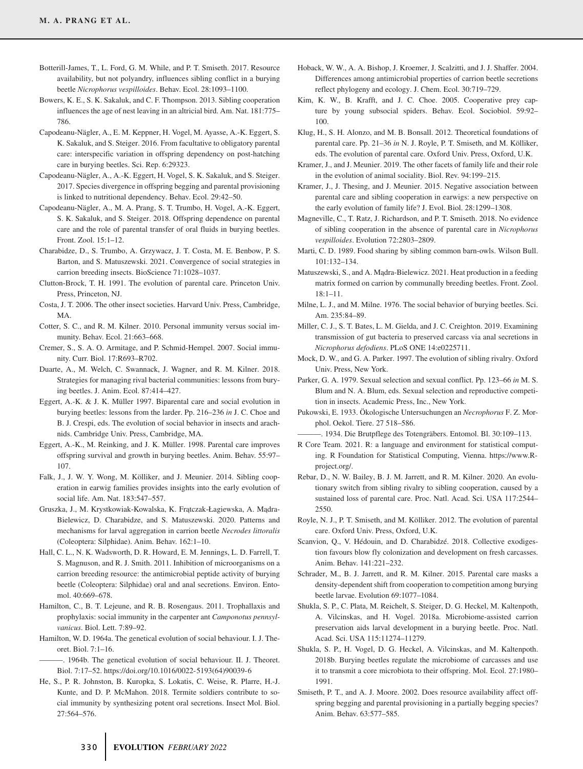Botterill-James, T., L. Ford, G. M. While, and P. T. Smiseth. 2017. Resource availability, but not polyandry, influences sibling conflict in a burying beetle *Nicrophorus vespilloides*. Behav. Ecol. 28:1093–1100.

Bowers, K. E., S. K. Sakaluk, and C. F. Thompson. 2013. Sibling cooperation influences the age of nest leaving in an altricial bird. Am. Nat. 181:775–786.

Capodeanu-Nägler, A., E. M. Keppner, H. Vogel, M. Ayasse, A.-K. Eggert, S. K. Sakaluk, and S. Steiger. 2016. From facultative to obligatory parental care: interspecific variation in offspring dependency on post-hatching care in burying beetles. Sci. Rep. 6:29323.

Capodeanu-Nägler, A., A.-K. Eggert, H. Vogel, S. K. Sakaluk, and S. Steiger. 2017. Species divergence in offspring begging and parental provisioning is linked to nutritional dependency. Behav. Ecol. 29:42–50.

Capodeanu-Nägler, A., M. A. Prang, S. T. Trumbo, H. Vogel, A.-K. Eggert, S. K. Sakaluk, and S. Steiger. 2018. Offspring dependence on parental care and the role of parental transfer of oral fluids in burying beetles. Front. Zool. 15:1–12.

Charabidze, D., S. Trumbo, A. Grzywacz, J. T. Costa, M. E. Benbow, P. S. Barton, and S. Matuszewski. 2021. Convergence of social strategies in carrion breeding insects. BioScience 71:1028–1037.

Clutton-Brock, T. H. 1991. The evolution of parental care. Princeton Univ. Press, Princeton, NJ.

Costa, J. T. 2006. The other insect societies. Harvard Univ. Press, Cambridge, MA.

Cotter, S. C., and R. M. Kilner. 2010. Personal immunity versus social immunity. Behav. Ecol. 21:663–668.

Cremer, S., S. A. O. Armitage, and P. Schmid-Hempel. 2007. Social immunity. Curr. Biol. 17:R693–R702.

Duarte, A., M. Welch, C. Swannack, J. Wagner, and R. M. Kilner. 2018. Strategies for managing rival bacterial communities: lessons from burying beetles. J. Anim. Ecol. 87:414–427.

Eggert, A.-K. & J. K. Müller 1997. Biparental care and social evolution in burying beetles: lessons from the larder. Pp. 216–236 *in* J. C. Choe and B. J. Crespi, eds. The evolution of social behavior in insects and arachnids. Cambridge Univ. Press, Cambridge, MA.

Eggert, A.-K., M. Reinking, and J. K. Müller. 1998. Parental care improves offspring survival and growth in burying beetles. Anim. Behav. 55:97–107.

Falk, J., J. W. Y. Wong, M. Kölliker, and J. Meunier. 2014. Sibling cooperation in earwig families provides insights into the early evolution of social life. Am. Nat. 183:547–557.

Gruszka, J., M. Krystkowiak-Kowalska, K. Frątczak-Łagiewska, A. Mądra-Bielewicz, D. Charabidze, and S. Matuszewski. 2020. Patterns and mechanisms for larval aggregation in carrion beetle *Necrodes littoralis* (Coleoptera: Silphidae). Anim. Behav. 162:1–10.

Hall, C. L., N. K. Wadsworth, D. R. Howard, E. M. Jennings, L. D. Farrell, T. S. Magnuson, and R. J. Smith. 2011. Inhibition of microorganisms on a carrion breeding resource: the antimicrobial peptide activity of burying beetle (Coleoptera: Silphidae) oral and anal secretions. Environ. Entomol. 40:669–678.

Hamilton, C., B. T. Lejeune, and R. B. Rosengaus. 2011. Trophallaxis and prophylaxis: social immunity in the carpenter ant *Camponotus pennsylvanicus*. Biol. Lett. 7:89–92.

Hamilton, W. D. 1964a. The genetical evolution of social behaviour. I. J. Theoret. Biol. 7:1–16.

———. 1964b. The genetical evolution of social behaviour. II. J. Theoret. Biol. 7:17–52. https://doi.org/10.1016/0022-5193(64)90039-6

He, S., P. R. Johnston, B. Kuropka, S. Lokatis, C. Weise, R. Plarre, H.-J. Kunte, and D. P. McMahon. 2018. Termite soldiers contribute to social immunity by synthesizing potent oral secretions. Insect Mol. Biol. 27:564–576.

Hoback, W. W., A. A. Bishop, J. Kroemer, J. Scalzitti, and J. J. Shaffer. 2004. Differences among antimicrobial properties of carrion beetle secretions reflect phylogeny and ecology. J. Chem. Ecol. 30:719–729.

Kim, K. W., B. Krafft, and J. C. Choe. 2005. Cooperative prey capture by young subsocial spiders. Behav. Ecol. Sociobiol. 59:92–100.

Klug, H., S. H. Alonzo, and M. B. Bonsall. 2012. Theoretical foundations of parental care. Pp. 21–36 *in* N. J. Royle, P. T. Smiseth, and M. Kölliker, eds. The evolution of parental care. Oxford Univ. Press, Oxford, U.K.

Kramer, J., and J. Meunier. 2019. The other facets of family life and their role in the evolution of animal sociality. Biol. Rev. 94:199–215.

Kramer, J., J. Thesing, and J. Meunier. 2015. Negative association between parental care and sibling cooperation in earwigs: a new perspective on the early evolution of family life? J. Evol. Biol. 28:1299–1308.

Magneville, C., T. Ratz, J. Richardson, and P. T. Smiseth. 2018. No evidence of sibling cooperation in the absence of parental care in *Nicrophorus vespilloides*. Evolution 72:2803–2809.

Marti, C. D. 1989. Food sharing by sibling common barn-owls. Wilson Bull. 101:132–134.

Matuszewski, S., and A. Mądra-Bielewicz. 2021. Heat production in a feeding matrix formed on carrion by communally breeding beetles. Front. Zool. 18:1–11.

Milne, L. J., and M. Milne. 1976. The social behavior of burying beetles. Sci. Am. 235:84–89.

Miller, C. J., S. T. Bates, L. M. Gielda, and J. C. Creighton. 2019. Examining transmission of gut bacteria to preserved carcass via anal secretions in *Nicrophorus defodiens*. PLoS ONE 14:e0225711.

Mock, D. W., and G. A. Parker. 1997. The evolution of sibling rivalry. Oxford Univ. Press, New York.

Parker, G. A. 1979. Sexual selection and sexual conflict. Pp. 123–66 *in* M. S. Blum and N. A. Blum, eds. Sexual selection and reproductive competition in insects. Academic Press, Inc., New York.

Pukowski, E. 1933. Ökologische Untersuchungen an *Necrophorus* F. Z. Morphol. Oekol. Tiere. 27 518–586.

———. 1934. Die Brutpflege des Totengräbers. Entomol. Bl. 30:109–113.

R Core Team. 2021. R: a language and environment for statistical computing. R Foundation for Statistical Computing, Vienna. https://www.R-project.org/.

Rebar, D., N. W. Bailey, B. J. M. Jarrett, and R. M. Kilner. 2020. An evolutionary switch from sibling rivalry to sibling cooperation, caused by a sustained loss of parental care. Proc. Natl. Acad. Sci. USA 117:2544–2550.

Royle, N. J., P. T. Smiseth, and M. Kölliker. 2012. The evolution of parental care. Oxford Univ. Press, Oxford, U.K.

Scanvion, Q., V. Hédouin, and D. Charabidzé. 2018. Collective exodigestion favours blow fly colonization and development on fresh carcasses. Anim. Behav. 141:221–232.

Schrader, M., B. J. Jarrett, and R. M. Kilner. 2015. Parental care masks a density-dependent shift from cooperation to competition among burying beetle larvae. Evolution 69:1077–1084.

Shukla, S. P., C. Plata, M. Reichelt, S. Steiger, D. G. Heckel, M. Kaltenpoth, A. Vilcinskas, and H. Vogel. 2018a. Microbiome-assisted carrion preservation aids larval development in a burying beetle. Proc. Natl. Acad. Sci. USA 115:11274–11279.

Shukla, S. P., H. Vogel, D. G. Heckel, A. Vilcinskas, and M. Kaltenpoth. 2018b. Burying beetles regulate the microbiome of carcasses and use it to transmit a core microbiota to their offspring. Mol. Ecol. 27:1980–1991.

Smiseth, P. T., and A. J. Moore. 2002. Does resource availability affect offspring begging and parental provisioning in a partially begging species? Anim. Behav. 63:577–585.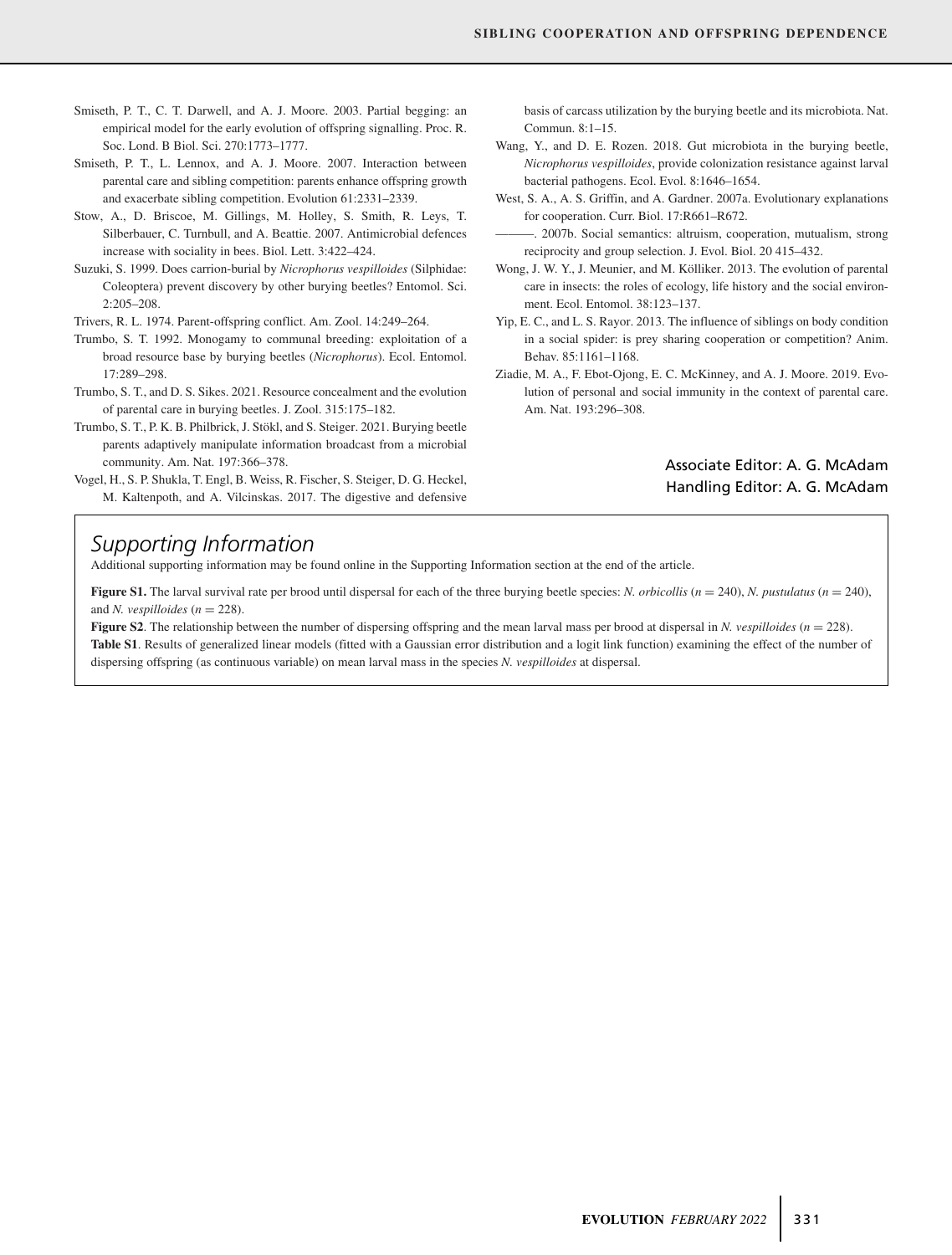Smiseth, P. T., C. T. Darwell, and A. J. Moore. 2003. Partial begging: an empirical model for the early evolution of offspring signalling. Proc. R. Soc. Lond. B Biol. Sci. 270:1773–1777.

Smiseth, P. T., L. Lennox, and A. J. Moore. 2007. Interaction between parental care and sibling competition: parents enhance offspring growth and exacerbate sibling competition. Evolution 61:2331–2339.

Stow, A., D. Briscoe, M. Gillings, M. Holley, S. Smith, R. Leys, T. Silberbauer, C. Turnbull, and A. Beattie. 2007. Antimicrobial defences increase with sociality in bees. Biol. Lett. 3:422–424.

Suzuki, S. 1999. Does carrion-burial by *Nicrophorus vespilloides* (Silphidae: Coleoptera) prevent discovery by other burying beetles? Entomol. Sci. 2:205–208.

Trivers, R. L. 1974. Parent-offspring conflict. Am. Zool. 14:249–264.

Trumbo, S. T. 1992. Monogamy to communal breeding: exploitation of a broad resource base by burying beetles (*Nicrophorus*). Ecol. Entomol. 17:289–298.

Trumbo, S. T., and D. S. Sikes. 2021. Resource concealment and the evolution of parental care in burying beetles. J. Zool. 315:175–182.

Trumbo, S. T., P. K. B. Philbrick, J. Stökl, and S. Steiger. 2021. Burying beetle parents adaptively manipulate information broadcast from a microbial community. Am. Nat. 197:366–378.

Vogel, H., S. P. Shukla, T. Engl, B. Weiss, R. Fischer, S. Steiger, D. G. Heckel, M. Kaltenpoth, and A. Vilcinskas. 2017. The digestive and defensive basis of carcass utilization by the burying beetle and its microbiota. Nat. Commun. 8:1–15.

Wang, Y., and D. E. Rozen. 2018. Gut microbiota in the burying beetle, *Nicrophorus vespilloides*, provide colonization resistance against larval bacterial pathogens. Ecol. Evol. 8:1646–1654.

West, S. A., A. S. Griffin, and A. Gardner. 2007a. Evolutionary explanations for cooperation. Curr. Biol. 17:R661–R672.

———. 2007b. Social semantics: altruism, cooperation, mutualism, strong reciprocity and group selection. J. Evol. Biol. 20 415–432.

Wong, J. W. Y., J. Meunier, and M. Kölliker. 2013. The evolution of parental care in insects: the roles of ecology, life history and the social environment. Ecol. Entomol. 38:123–137.

Yip, E. C., and L. S. Rayor. 2013. The influence of siblings on body condition in a social spider: is prey sharing cooperation or competition? Anim. Behav. 85:1161–1168.

Ziadie, M. A., F. Ebot-Ojong, E. C. McKinney, and A. J. Moore. 2019. Evolution of personal and social immunity in the context of parental care. Am. Nat. 193:296–308.

Associate Editor: A. G. McAdam
Handling Editor: A. G. McAdam

## *Supporting Information*

Additional supporting information may be found online in the Supporting Information section at the end of the article.

**Figure S1.** The larval survival rate per brood until dispersal for each of the three burying beetle species: *N. orbicollis* ($n = 240$), *N. pustulatus* ($n = 240$), and *N. vespilloides* ($n = 228$).

**Figure S2**. The relationship between the number of dispersing offspring and the mean larval mass per brood at dispersal in *N. vespilloides* ($n = 228$).

**Table S1**. Results of generalized linear models (fitted with a Gaussian error distribution and a logit link function) examining the effect of the number of dispersing offspring (as continuous variable) on mean larval mass in the species *N. vespilloides* at dispersal.